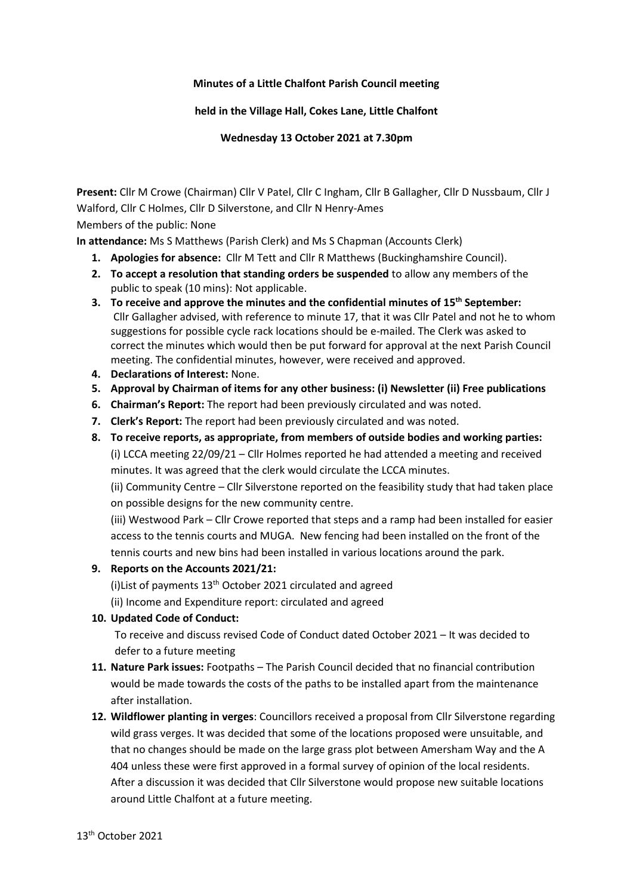**Minutes of a Little Chalfont Parish Council meeting**

**held in the Village Hall, Cokes Lane, Little Chalfont**

**Wednesday 13 October 2021 at 7.30pm**

**Present:** Cllr M Crowe (Chairman) Cllr V Patel, Cllr C Ingham, Cllr B Gallagher, Cllr D Nussbaum, Cllr J Walford, Cllr C Holmes, Cllr D Silverstone, and Cllr N Henry-Ames

Members of the public: None

**In attendance:** Ms S Matthews (Parish Clerk) and Ms S Chapman (Accounts Clerk)

1. **Apologies for absence:** Cllr M Tett and Cllr R Matthews (Buckinghamshire Council).
2. **To accept a resolution that standing orders be suspended** to allow any members of the public to speak (10 mins): Not applicable.
3. **To receive and approve the minutes and the confidential minutes of 15th September:** Cllr Gallagher advised, with reference to minute 17, that it was Cllr Patel and not he to whom suggestions for possible cycle rack locations should be e-mailed. The Clerk was asked to correct the minutes which would then be put forward for approval at the next Parish Council meeting. The confidential minutes, however, were received and approved.
4. **Declarations of Interest:** None.
5. **Approval by Chairman of items for any other business: (i) Newsletter (ii) Free publications**
6. **Chairman's Report:** The report had been previously circulated and was noted.
7. **Clerk's Report:** The report had been previously circulated and was noted.
8. **To receive reports, as appropriate, from members of outside bodies and working parties:**

   (i) LCCA meeting 22/09/21 – Cllr Holmes reported he had attended a meeting and received minutes. It was agreed that the clerk would circulate the LCCA minutes.

   (ii) Community Centre – Cllr Silverstone reported on the feasibility study that had taken place on possible designs for the new community centre.

   (iii) Westwood Park – Cllr Crowe reported that steps and a ramp had been installed for easier access to the tennis courts and MUGA. New fencing had been installed on the front of the tennis courts and new bins had been installed in various locations around the park.
9. **Reports on the Accounts 2021/21:**

   (i)List of payments 13th October 2021 circulated and agreed

   (ii) Income and Expenditure report: circulated and agreed
10. **Updated Code of Conduct:**

    To receive and discuss revised Code of Conduct dated October 2021 – It was decided to defer to a future meeting
11. **Nature Park issues:** Footpaths – The Parish Council decided that no financial contribution would be made towards the costs of the paths to be installed apart from the maintenance after installation.
12. **Wildflower planting in verges**: Councillors received a proposal from Cllr Silverstone regarding wild grass verges. It was decided that some of the locations proposed were unsuitable, and that no changes should be made on the large grass plot between Amersham Way and the A 404 unless these were first approved in a formal survey of opinion of the local residents. After a discussion it was decided that Cllr Silverstone would propose new suitable locations around Little Chalfont at a future meeting.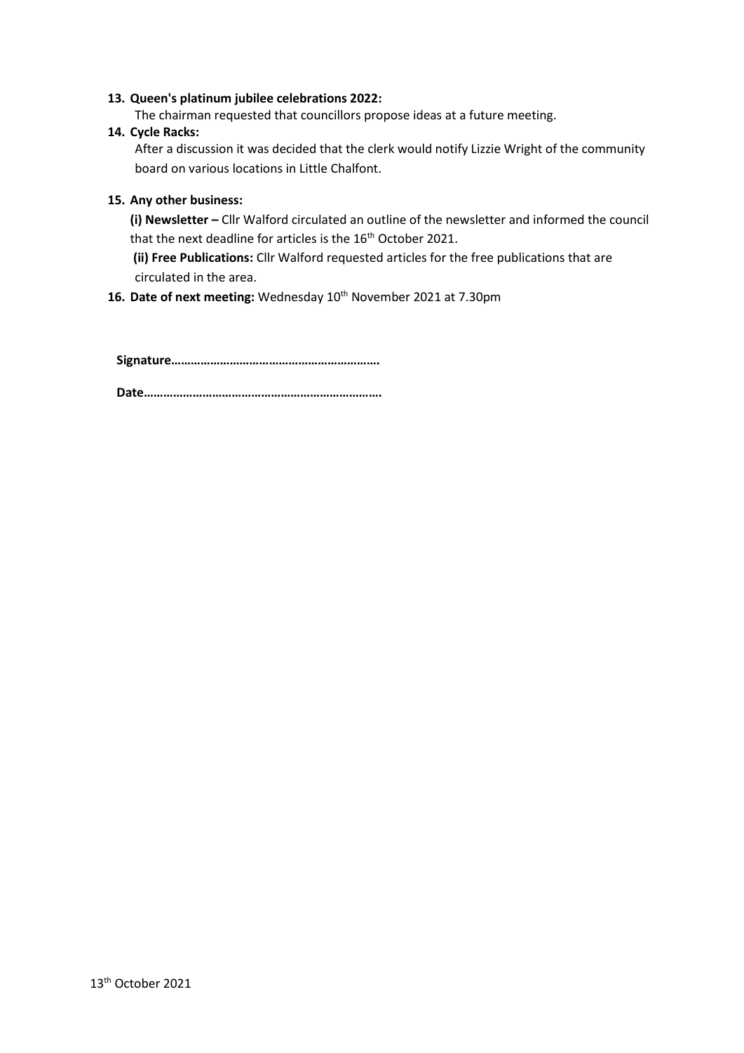13. **Queen's platinum jubilee celebrations 2022:**
    The chairman requested that councillors propose ideas at a future meeting.
14. **Cycle Racks:**
    After a discussion it was decided that the clerk would notify Lizzie Wright of the community board on various locations in Little Chalfont.
15. **Any other business:**
    **(i) Newsletter –** Cllr Walford circulated an outline of the newsletter and informed the council that the next deadline for articles is the 16th October 2021.
    **(ii) Free Publications:** Cllr Walford requested articles for the free publications that are circulated in the area.
16. **Date of next meeting:** Wednesday 10th November 2021 at 7.30pm

**Signature……………………………………………………….**

**Date……………………………………………………………….**

13th October 2021